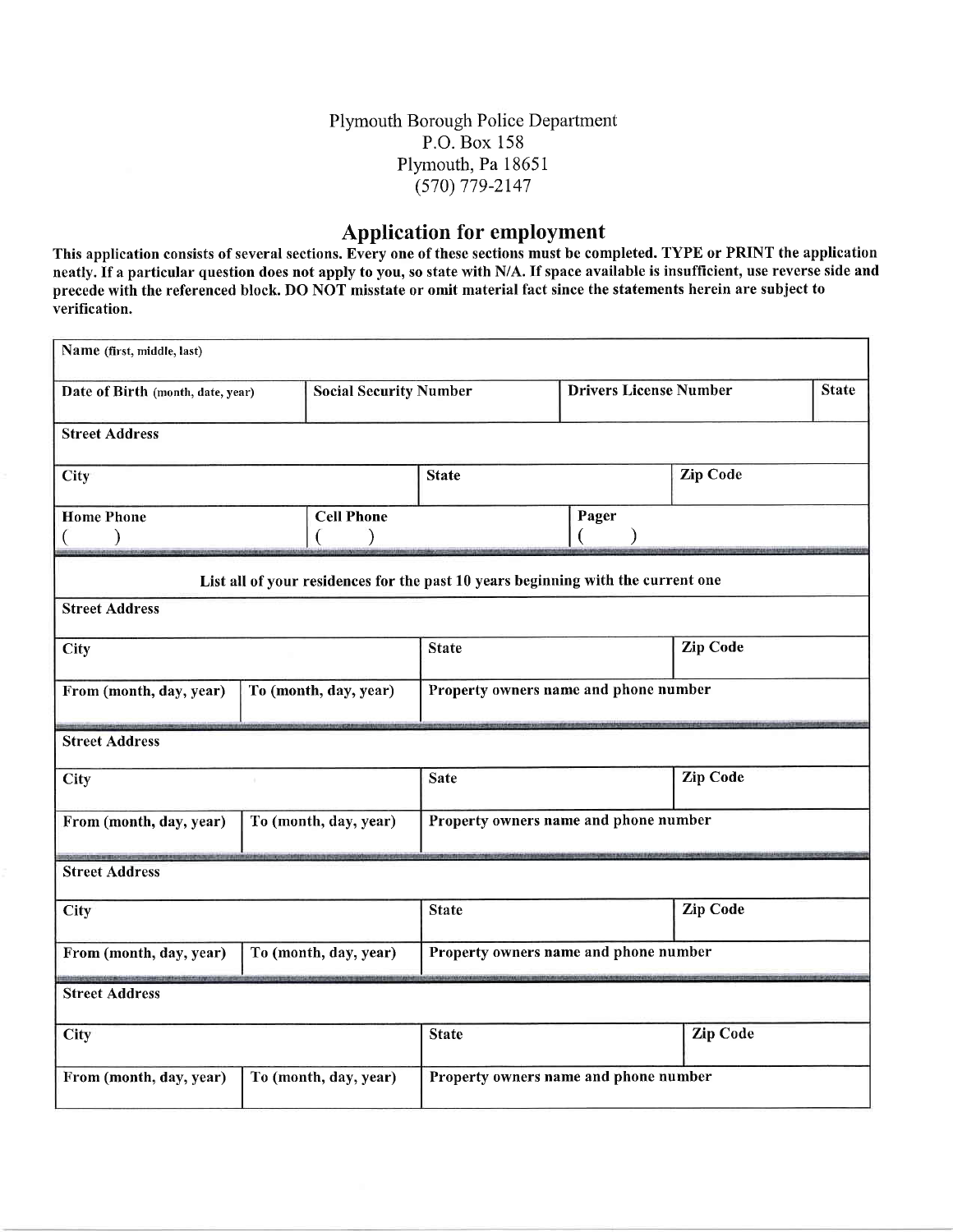Plymouth Borough Police Department
P.O. Box 158
Plymouth, Pa 18651
(570) 779-2147

## Application for employment

**This application consists of several sections. Every one of these sections must be completed. TYPE or PRINT the application neatly. If a particular question does not apply to you, so state with N/A. If space available is insufficient, use reverse side and precede with the referenced block. DO NOT misstate or omit material fact since the statements herein are subject to verification.**

| **Name** (first, middle, last) | | | |
|---|---|---|---|
| **Date of Birth** (month, date, year) | **Social Security Number** | **Drivers License Number** | **State** |
| **Street Address** | | | |
| **City** | **State** | **Zip Code** | |
| **Home Phone** ( ) | **Cell Phone** ( ) | **Pager** ( ) | |

**List all of your residences for the past 10 years beginning with the current one**

| **Street Address** | | |
|---|---|---|
| **City** | **State** | **Zip Code** |
| **From (month, day, year)** | **To (month, day, year)** | **Property owners name and phone number** |

| **Street Address** | | |
|---|---|---|
| **City** | **Sate** | **Zip Code** |
| **From (month, day, year)** | **To (month, day, year)** | **Property owners name and phone number** |

| **Street Address** | | |
|---|---|---|
| **City** | **State** | **Zip Code** |
| **From (month, day, year)** | **To (month, day, year)** | **Property owners name and phone number** |

| **Street Address** | | |
|---|---|---|
| **City** | **State** | **Zip Code** |
| **From (month, day, year)** | **To (month, day, year)** | **Property owners name and phone number** |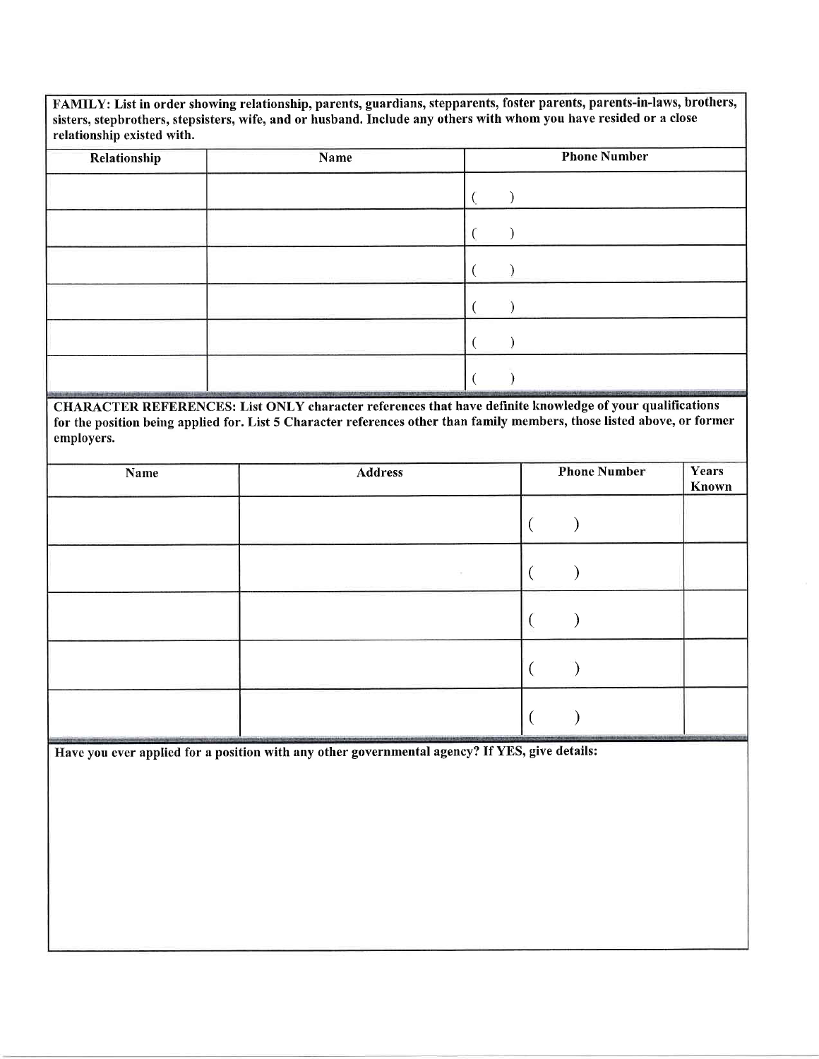**FAMILY: List in order showing relationship, parents, guardians, stepparents, foster parents, parents-in-laws, brothers, sisters, stepbrothers, stepsisters, wife, and or husband. Include any others with whom you have resided or a close relationship existed with.**

| Relationship | Name | Phone Number |
|---|---|---|
| | | (     ) |
| | | (     ) |
| | | (     ) |
| | | (     ) |
| | | (     ) |
| | | (     ) |

**CHARACTER REFERENCES: List ONLY character references that have definite knowledge of your qualifications for the position being applied for. List 5 Character references other than family members, those listed above, or former employers.**

| Name | Address | Phone Number | Years Known |
|---|---|---|---|
| | | (     ) | |
| | | (     ) | |
| | | (     ) | |
| | | (     ) | |
| | | (     ) | |

**Have you ever applied for a position with any other governmental agency? If YES, give details:**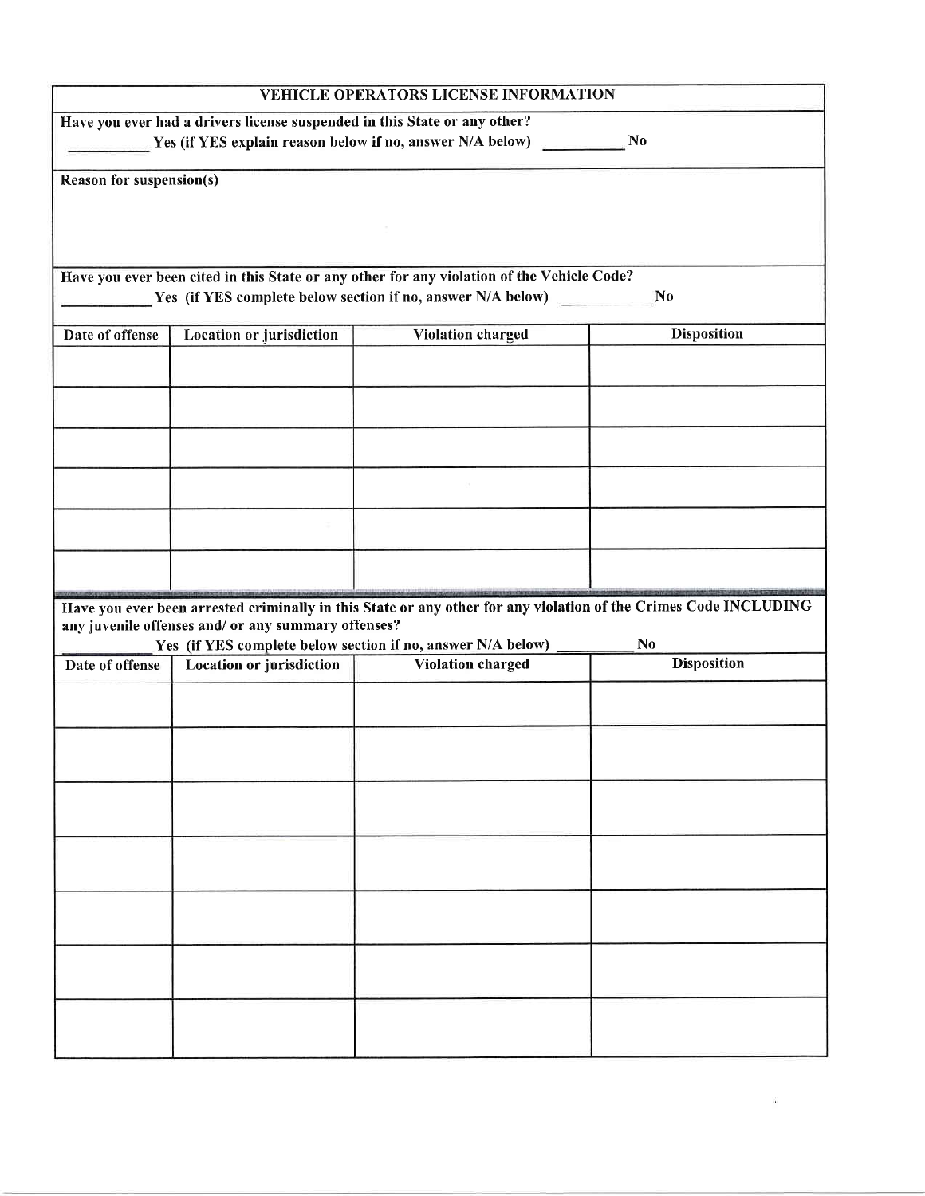## VEHICLE OPERATORS LICENSE INFORMATION

**Have you ever had a drivers license suspended in this State or any other?**

**__________ Yes (if YES explain reason below if no, answer N/A below) __________ No**

**Reason for suspension(s)**

**Have you ever been cited in this State or any other for any violation of the Vehicle Code?**

**__________ Yes (if YES complete below section if no, answer N/A below) __________ No**

| Date of offense | Location or jurisdiction | Violation charged | Disposition |
|---|---|---|---|
| | | | |
| | | | |
| | | | |
| | | | |
| | | | |
| | | | |

**Have you ever been arrested criminally in this State or any other for any violation of the Crimes Code INCLUDING any juvenile offenses and/ or any summary offenses?**

**__________ Yes (if YES complete below section if no, answer N/A below) __________ No**

| Date of offense | Location or jurisdiction | Violation charged | Disposition |
|---|---|---|---|
| | | | |
| | | | |
| | | | |
| | | | |
| | | | |
| | | | |
| | | | |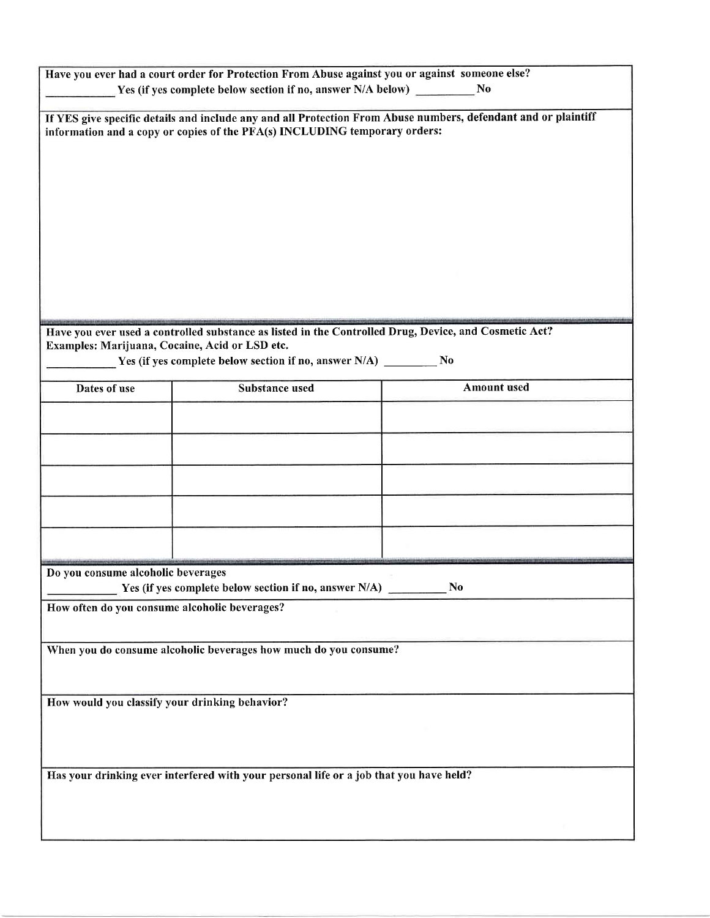**Have you ever had a court order for Protection From Abuse against you or against someone else?**

__________ **Yes (if yes complete below section if no, answer N/A below)** __________ **No**

**If YES give specific details and include any and all Protection From Abuse numbers, defendant and or plaintiff information and a copy or copies of the PFA(s) INCLUDING temporary orders:**

**Have you ever used a controlled substance as listed in the Controlled Drug, Device, and Cosmetic Act? Examples: Marijuana, Cocaine, Acid or LSD etc.**

__________ **Yes (if yes complete below section if no, answer N/A)** __________ **No**

| Dates of use | Substance used | Amount used |
|---|---|---|
| | | |
| | | |
| | | |
| | | |
| | | |

**Do you consume alcoholic beverages**

__________ **Yes (if yes complete below section if no, answer N/A)** __________ **No**

**How often do you consume alcoholic beverages?**

**When you do consume alcoholic beverages how much do you consume?**

**How would you classify your drinking behavior?**

**Has your drinking ever interfered with your personal life or a job that you have held?**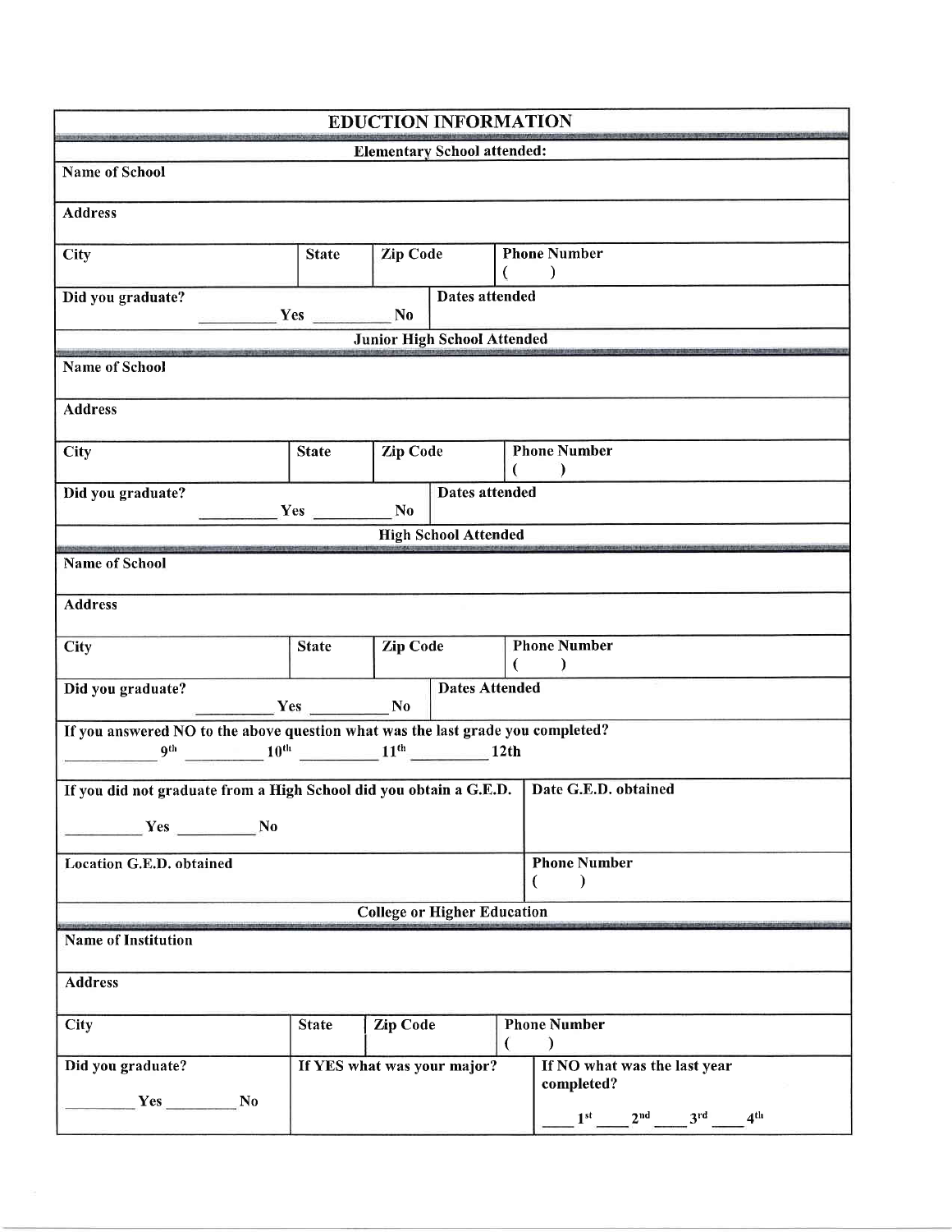# EDUCTION INFORMATION

## Elementary School attended:

| Name of School | | | |
|---|---|---|---|
| **Address** | | | |
| **City** | **State** | **Zip Code** | **Phone Number** ( ) |
| **Did you graduate?** ________ Yes ________ No | | **Dates attended** | |

## Junior High School Attended

| Name of School | | | |
|---|---|---|---|
| **Address** | | | |
| **City** | **State** | **Zip Code** | **Phone Number** ( ) |
| **Did you graduate?** ________ Yes ________ No | | **Dates attended** | |

## High School Attended

| Name of School | | | |
|---|---|---|---|
| **Address** | | | |
| **City** | **State** | **Zip Code** | **Phone Number** ( ) |
| **Did you graduate?** ________ Yes ________ No | | **Dates Attended** | |

**If you answered NO to the above question what was the last grade you completed?**
________ 9th ________ 10th ________ 11th ________ 12th

| If you did not graduate from a High School did you obtain a G.E.D. ________ Yes ________ No | Date G.E.D. obtained |
|---|---|
| **Location G.E.D. obtained** | **Phone Number** ( ) |

## College or Higher Education

| Name of Institution | | | |
|---|---|---|---|
| **Address** | | | |
| **City** | **State** | **Zip Code** | **Phone Number** ( ) |
| **Did you graduate?** ________ Yes ________ No | **If YES what was your major?** | | **If NO what was the last year completed?** ____ 1st ____ 2nd ____ 3rd ____ 4th |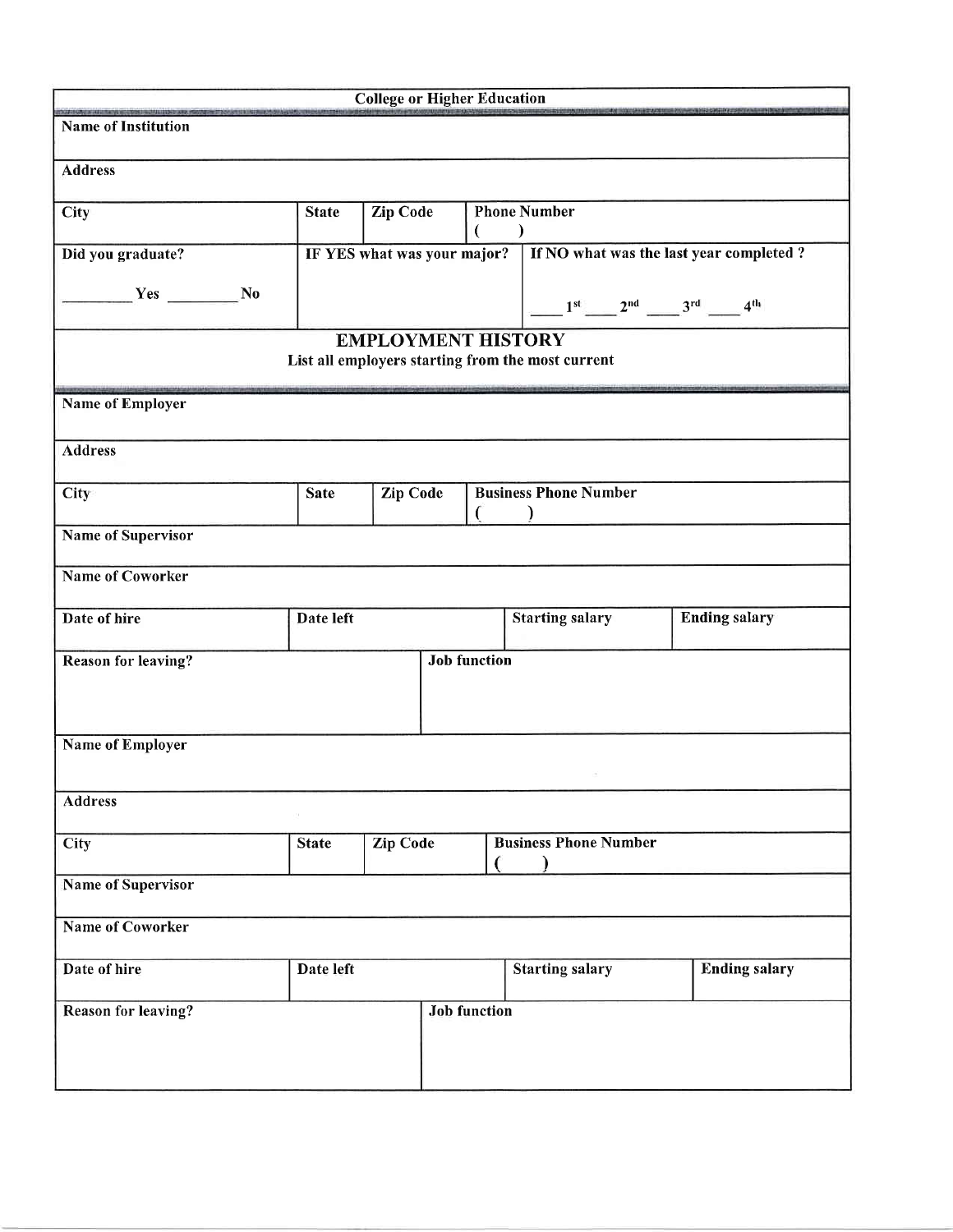## College or Higher Education

| Name of Institution | | | |
|---|---|---|---|
| **Address** | | | |
| **City** | **State** | **Zip Code** | **Phone Number** ( ) |
| **Did you graduate?** ________ Yes ________ No | **IF YES what was your major?** | | **If NO what was the last year completed ?** ____ 1st ____ 2nd ____ 3rd ____ 4th |

## EMPLOYMENT HISTORY

**List all employers starting from the most current**

| Name of Employer | | | |
|---|---|---|---|
| **Address** | | | |
| **City** | **Sate** | **Zip Code** | **Business Phone Number** ( ) |
| **Name of Supervisor** | | | |
| **Name of Coworker** | | | |
| **Date of hire** | **Date left** | **Starting salary** | **Ending salary** |
| **Reason for leaving?** | **Job function** | | |

| Name of Employer | | | |
|---|---|---|---|
| **Address** | | | |
| **City** | **State** | **Zip Code** | **Business Phone Number** ( ) |
| **Name of Supervisor** | | | |
| **Name of Coworker** | | | |
| **Date of hire** | **Date left** | **Starting salary** | **Ending salary** |
| **Reason for leaving?** | **Job function** | | |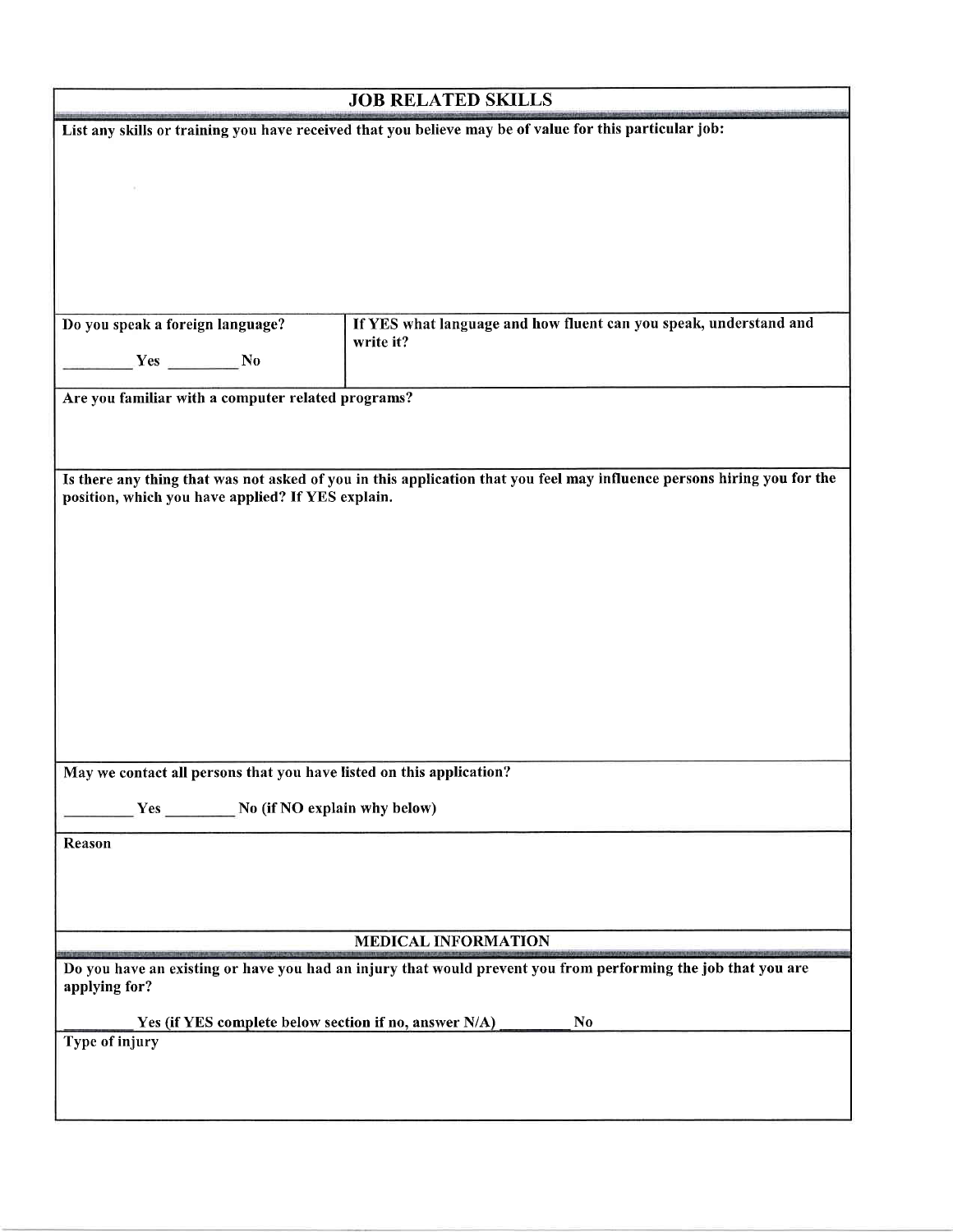## JOB RELATED SKILLS

**List any skills or training you have received that you believe may be of value for this particular job:**

| **Do you speak a foreign language?** | **If YES what language and how fluent can you speak, understand and write it?** |
| --- | --- |
| _________ Yes _________ No | |

**Are you familiar with a computer related programs?**

**Is there any thing that was not asked of you in this application that you feel may influence persons hiring you for the position, which you have applied? If YES explain.**

**May we contact all persons that you have listed on this application?**

_________ Yes _________ No (if NO explain why below)

**Reason**

## MEDICAL INFORMATION

**Do you have an existing or have you had an injury that would prevent you from performing the job that you are applying for?**

_________ Yes (if YES complete below section if no, answer N/A) _________ No

**Type of injury**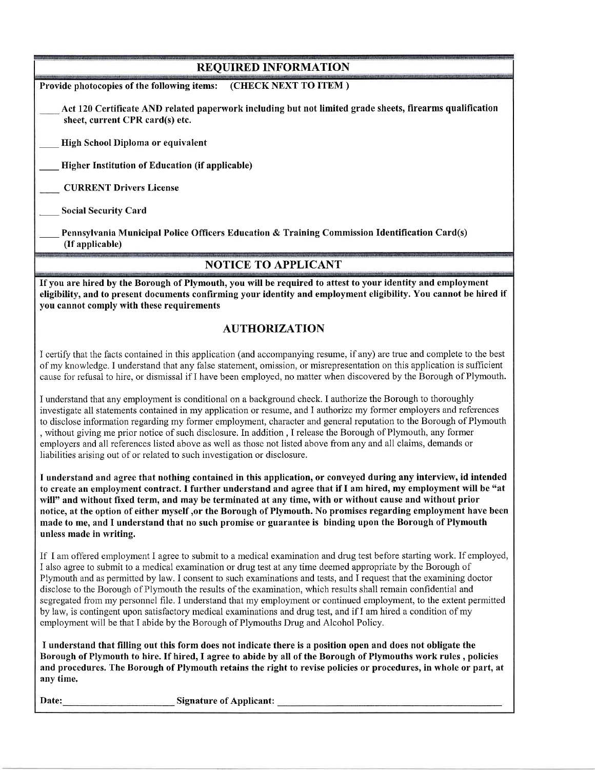## REQUIRED INFORMATION

**Provide photocopies of the following items: (CHECK NEXT TO ITEM )**

____ **Act 120 Certificate AND related paperwork including but not limited grade sheets, firearms qualification sheet, current CPR card(s) etc.**

____ **High School Diploma or equivalent**

____ **Higher Institution of Education (if applicable)**

____ **CURRENT Drivers License**

____ **Social Security Card**

____ **Pennsylvania Municipal Police Officers Education & Training Commission Identification Card(s) (If applicable)**

## NOTICE TO APPLICANT

**If you are hired by the Borough of Plymouth, you will be required to attest to your identity and employment eligibility, and to present documents confirming your identity and employment eligibility. You cannot be hired if you cannot comply with these requirements**

## AUTHORIZATION

I certify that the facts contained in this application (and accompanying resume, if any) are true and complete to the best of my knowledge. I understand that any false statement, omission, or misrepresentation on this application is sufficient cause for refusal to hire, or dismissal if I have been employed, no matter when discovered by the Borough of Plymouth.

I understand that any employment is conditional on a background check. I authorize the Borough to thoroughly investigate all statements contained in my application or resume, and I authorize my former employers and references to disclose information regarding my former employment, character and general reputation to the Borough of Plymouth , without giving me prior notice of such disclosure. In addition , I release the Borough of Plymouth, any former employers and all references listed above as well as those not listed above from any and all claims, demands or liabilities arising out of or related to such investigation or disclosure.

**I understand and agree that nothing contained in this application, or conveyed during any interview, id intended to create an employment contract. I further understand and agree that if I am hired, my employment will be "at will" and without fixed term, and may be terminated at any time, with or without cause and without prior notice, at the option of either myself ,or the Borough of Plymouth. No promises regarding employment have been made to me, and I understand that no such promise or guarantee is binding upon the Borough of Plymouth unless made in writing.**

If I am offered employment I agree to submit to a medical examination and drug test before starting work. If employed, I also agree to submit to a medical examination or drug test at any time deemed appropriate by the Borough of Plymouth and as permitted by law. I consent to such examinations and tests, and I request that the examining doctor disclose to the Borough of Plymouth the results of the examination, which results shall remain confidential and segregated from my personnel file. I understand that my employment or continued employment, to the extent permitted by law, is contingent upon satisfactory medical examinations and drug test, and if I am hired a condition of my employment will be that I abide by the Borough of Plymouths Drug and Alcohol Policy.

**I understand that filling out this form does not indicate there is a position open and does not obligate the Borough of Plymouth to hire. If hired, I agree to abide by all of the Borough of Plymouths work rules , policies and procedures. The Borough of Plymouth retains the right to revise policies or procedures, in whole or part, at any time.**

**Date:**______________________ **Signature of Applicant:** ______________________________________________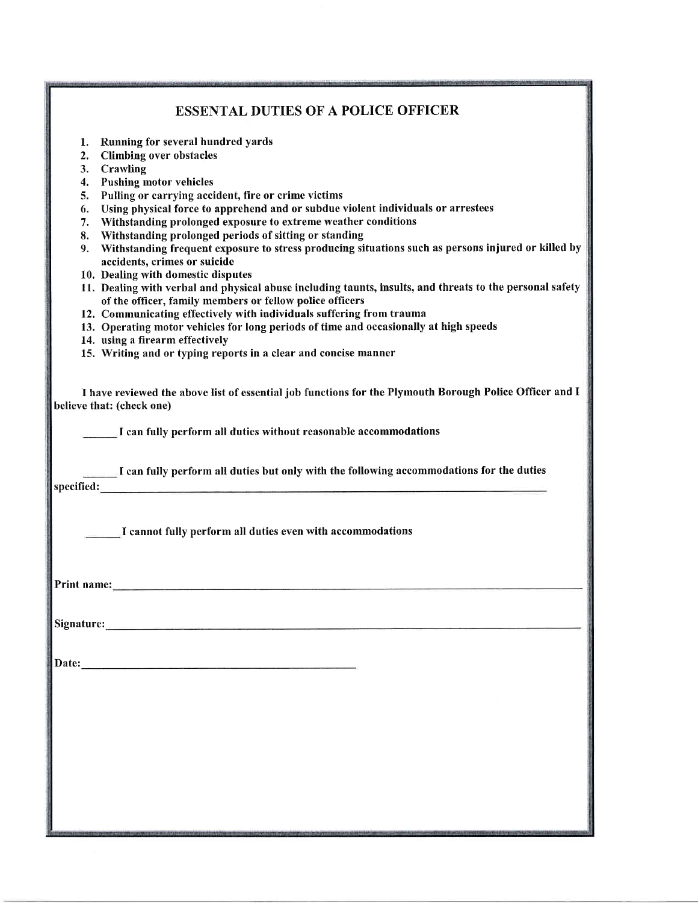## ESSENTAL DUTIES OF A POLICE OFFICER

1. Running for several hundred yards
2. Climbing over obstacles
3. Crawling
4. Pushing motor vehicles
5. Pulling or carrying accident, fire or crime victims
6. Using physical force to apprehend and or subdue violent individuals or arrestees
7. Withstanding prolonged exposure to extreme weather conditions
8. Withstanding prolonged periods of sitting or standing
9. Withstanding frequent exposure to stress producing situations such as persons injured or killed by accidents, crimes or suicide
10. Dealing with domestic disputes
11. Dealing with verbal and physical abuse including taunts, insults, and threats to the personal safety of the officer, family members or fellow police officers
12. Communicating effectively with individuals suffering from trauma
13. Operating motor vehicles for long periods of time and occasionally at high speeds
14. using a firearm effectively
15. Writing and or typing reports in a clear and concise manner

I have reviewed the above list of essential job functions for the Plymouth Borough Police Officer and I believe that: (check one)

______ I can fully perform all duties without reasonable accommodations

______ I can fully perform all duties but only with the following accommodations for the duties specified: ______________________________________________

______ I cannot fully perform all duties even with accommodations

Print name: ______________________________________________

Signature: ______________________________________________

Date: ______________________________